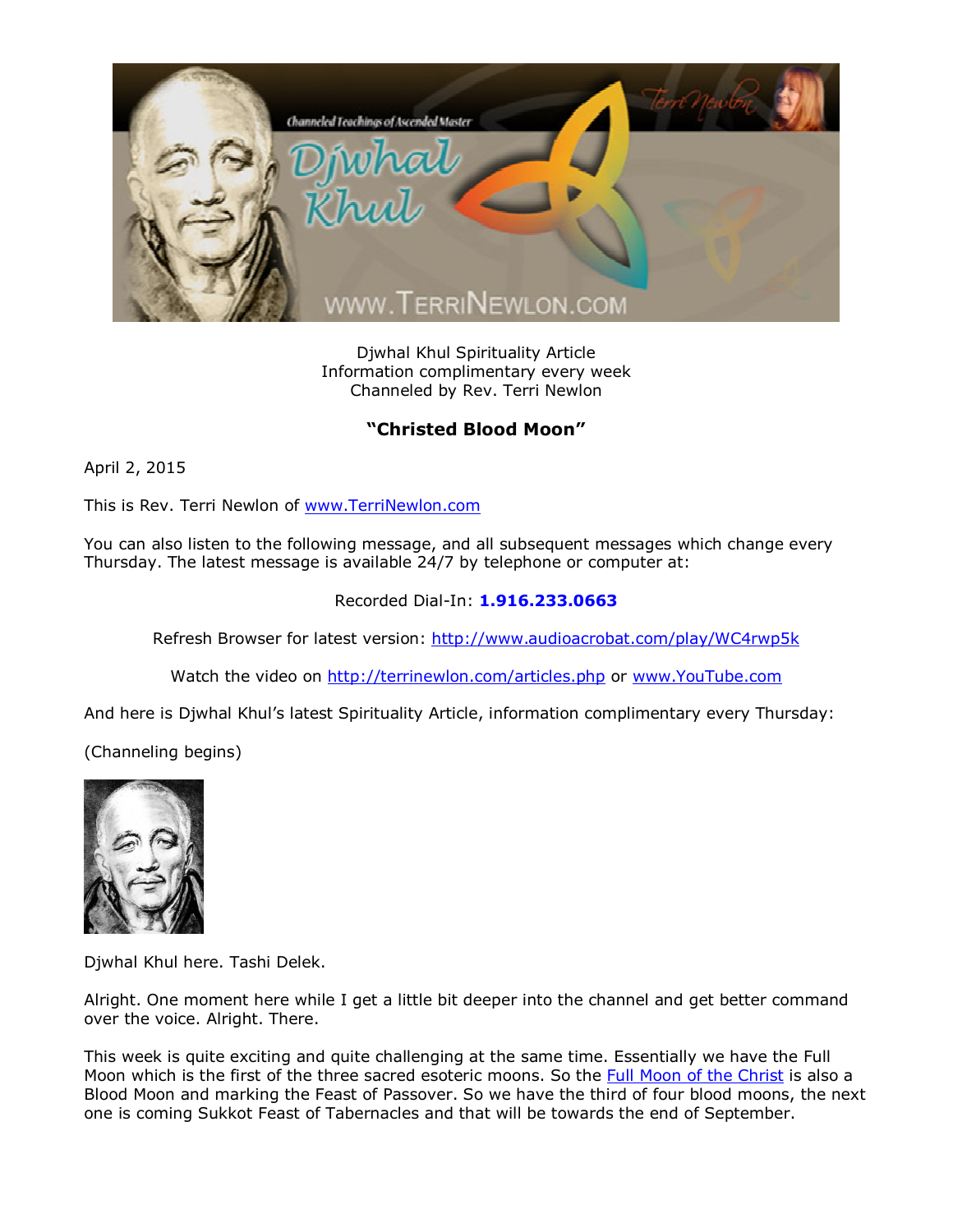Djwhal Khul Spirituality Article
Information complimentary every week
Channeled by Rev. Terri Newlon

## "Christed Blood Moon"

April 2, 2015

This is Rev. Terri Newlon of www.TerriNewlon.com

You can also listen to the following message, and all subsequent messages which change every Thursday. The latest message is available 24/7 by telephone or computer at:

Recorded Dial-In: **1.916.233.0663**

Refresh Browser for latest version: http://www.audioacrobat.com/play/WC4rwp5k

Watch the video on http://terrinewlon.com/articles.php or www.YouTube.com

And here is Djwhal Khul's latest Spirituality Article, information complimentary every Thursday:

(Channeling begins)

Djwhal Khul here. Tashi Delek.

Alright. One moment here while I get a little bit deeper into the channel and get better command over the voice. Alright. There.

This week is quite exciting and quite challenging at the same time. Essentially we have the Full Moon which is the first of the three sacred esoteric moons. So the Full Moon of the Christ is also a Blood Moon and marking the Feast of Passover. So we have the third of four blood moons, the next one is coming Sukkot Feast of Tabernacles and that will be towards the end of September.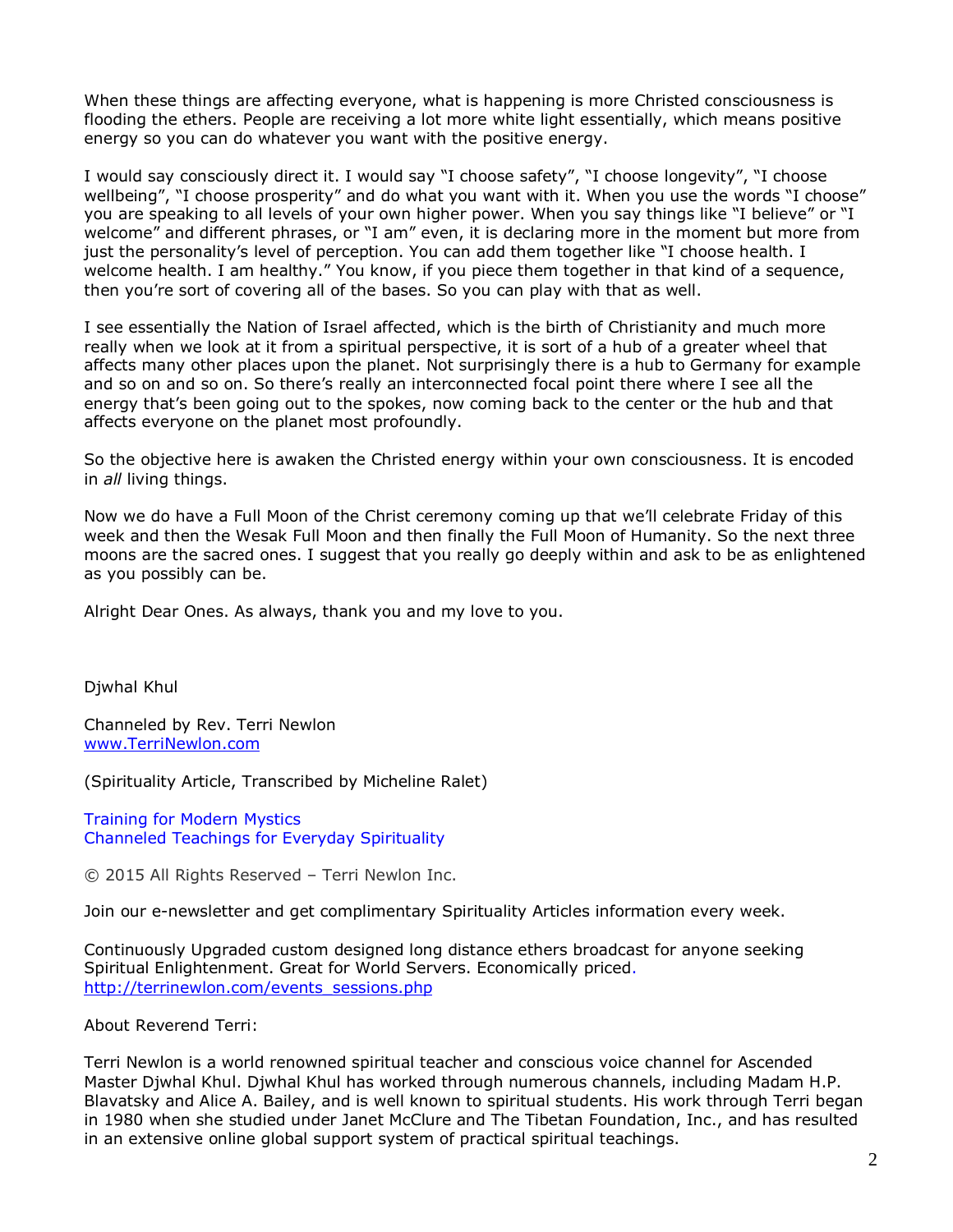When these things are affecting everyone, what is happening is more Christed consciousness is flooding the ethers. People are receiving a lot more white light essentially, which means positive energy so you can do whatever you want with the positive energy.

I would say consciously direct it. I would say "I choose safety", "I choose longevity", "I choose wellbeing", "I choose prosperity" and do what you want with it. When you use the words "I choose" you are speaking to all levels of your own higher power. When you say things like "I believe" or "I welcome" and different phrases, or "I am" even, it is declaring more in the moment but more from just the personality's level of perception. You can add them together like "I choose health. I welcome health. I am healthy." You know, if you piece them together in that kind of a sequence, then you're sort of covering all of the bases. So you can play with that as well.

I see essentially the Nation of Israel affected, which is the birth of Christianity and much more really when we look at it from a spiritual perspective, it is sort of a hub of a greater wheel that affects many other places upon the planet. Not surprisingly there is a hub to Germany for example and so on and so on. So there's really an interconnected focal point there where I see all the energy that's been going out to the spokes, now coming back to the center or the hub and that affects everyone on the planet most profoundly.

So the objective here is awaken the Christed energy within your own consciousness. It is encoded in *all* living things.

Now we do have a Full Moon of the Christ ceremony coming up that we'll celebrate Friday of this week and then the Wesak Full Moon and then finally the Full Moon of Humanity. So the next three moons are the sacred ones. I suggest that you really go deeply within and ask to be as enlightened as you possibly can be.

Alright Dear Ones. As always, thank you and my love to you.

Djwhal Khul

Channeled by Rev. Terri Newlon
www.TerriNewlon.com

(Spirituality Article, Transcribed by Micheline Ralet)

Training for Modern Mystics
Channeled Teachings for Everyday Spirituality

© 2015 All Rights Reserved – Terri Newlon Inc.

Join our e-newsletter and get complimentary Spirituality Articles information every week.

Continuously Upgraded custom designed long distance ethers broadcast for anyone seeking Spiritual Enlightenment. Great for World Servers. Economically priced.
http://terrinewlon.com/events_sessions.php

About Reverend Terri:

Terri Newlon is a world renowned spiritual teacher and conscious voice channel for Ascended Master Djwhal Khul. Djwhal Khul has worked through numerous channels, including Madam H.P. Blavatsky and Alice A. Bailey, and is well known to spiritual students. His work through Terri began in 1980 when she studied under Janet McClure and The Tibetan Foundation, Inc., and has resulted in an extensive online global support system of practical spiritual teachings.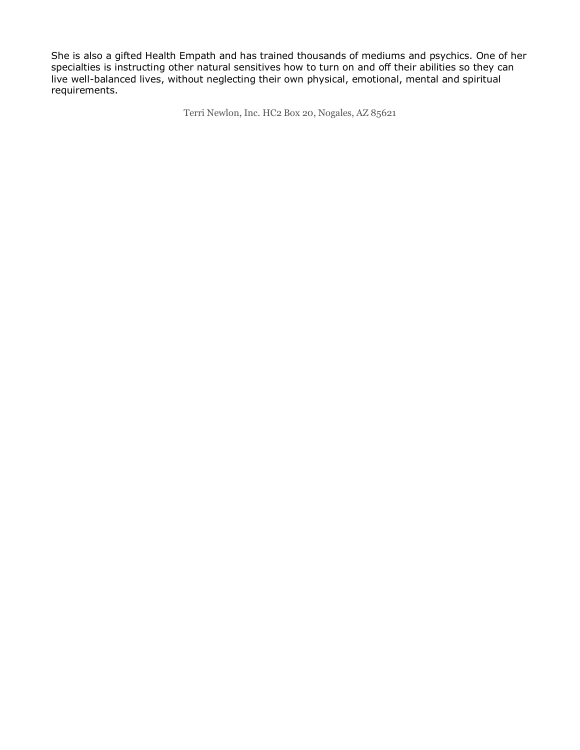She is also a gifted Health Empath and has trained thousands of mediums and psychics. One of her specialties is instructing other natural sensitives how to turn on and off their abilities so they can live well-balanced lives, without neglecting their own physical, emotional, mental and spiritual requirements.

Terri Newlon, Inc. HC2 Box 20, Nogales, AZ 85621